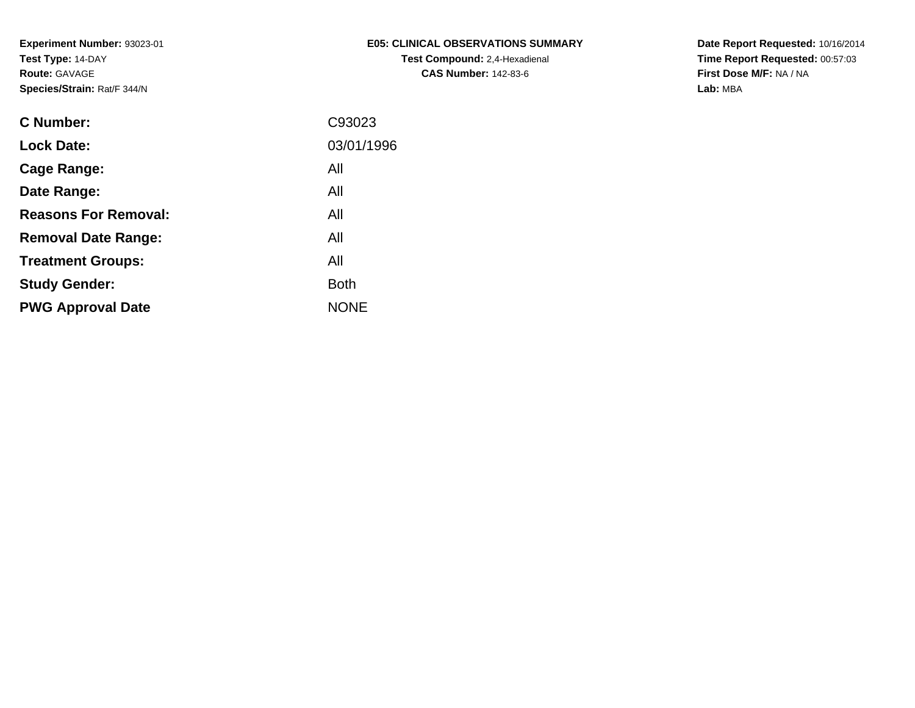**Experiment Number:** 93023-01
**Test Type:** 14-DAY
**Route:** GAVAGE
**Species/Strain:** Rat/F 344/N

**E05: CLINICAL OBSERVATIONS SUMMARY**
**Test Compound:** 2,4-Hexadienal
**CAS Number:** 142-83-6

**Date Report Requested:** 10/16/2014
**Time Report Requested:** 00:57:03
**First Dose M/F:** NA / NA
**Lab:** MBA

| | |
|---|---|
| **C Number:** | C93023 |
| **Lock Date:** | 03/01/1996 |
| **Cage Range:** | All |
| **Date Range:** | All |
| **Reasons For Removal:** | All |
| **Removal Date Range:** | All |
| **Treatment Groups:** | All |
| **Study Gender:** | Both |
| **PWG Approval Date** | NONE |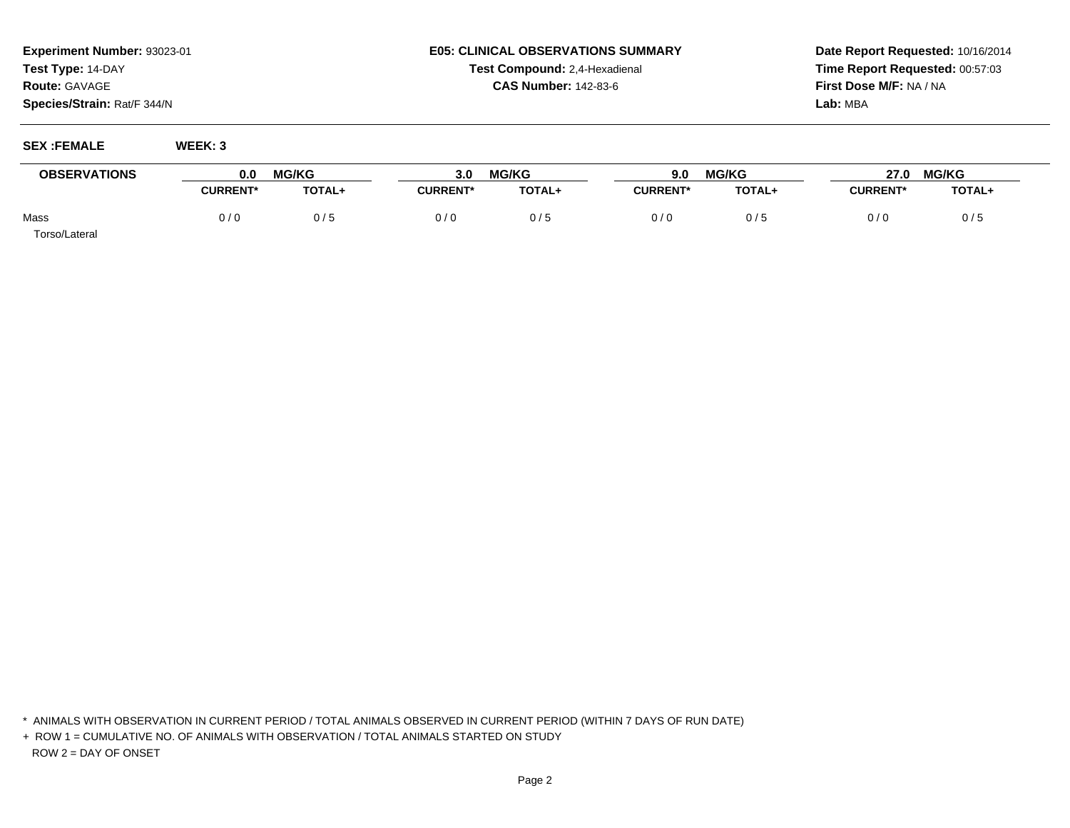**Experiment Number:** 93023-01
**Test Type:** 14-DAY
**Route:** GAVAGE
**Species/Strain:** Rat/F 344/N

**E05: CLINICAL OBSERVATIONS SUMMARY**
**Test Compound:** 2,4-Hexadienal
**CAS Number:** 142-83-6

**Date Report Requested:** 10/16/2014
**Time Report Requested:** 00:57:03
**First Dose M/F:** NA / NA
**Lab:** MBA

**SEX :FEMALE** **WEEK: 3**

| OBSERVATIONS | 0.0 MG/KG | | 3.0 MG/KG | | 9.0 MG/KG | | 27.0 MG/KG | |
|---|---|---|---|---|---|---|---|---|
| | CURRENT* | TOTAL+ | CURRENT* | TOTAL+ | CURRENT* | TOTAL+ | CURRENT* | TOTAL+ |
| Mass<br>Torso/Lateral | 0 / 0 | 0 / 5 | 0 / 0 | 0 / 5 | 0 / 0 | 0 / 5 | 0 / 0 | 0 / 5 |

\* ANIMALS WITH OBSERVATION IN CURRENT PERIOD / TOTAL ANIMALS OBSERVED IN CURRENT PERIOD (WITHIN 7 DAYS OF RUN DATE)

\+ ROW 1 = CUMULATIVE NO. OF ANIMALS WITH OBSERVATION / TOTAL ANIMALS STARTED ON STUDY
ROW 2 = DAY OF ONSET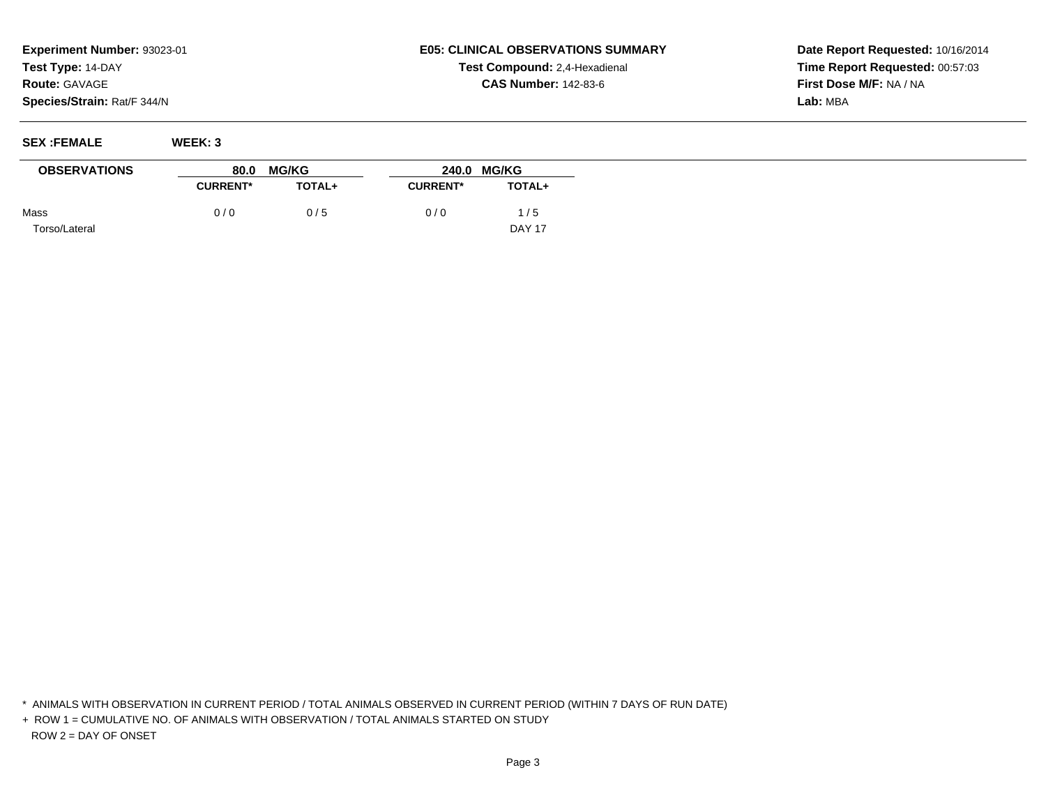**Experiment Number:** 93023-01
**Test Type:** 14-DAY
**Route:** GAVAGE
**Species/Strain:** Rat/F 344/N

**E05: CLINICAL OBSERVATIONS SUMMARY**
**Test Compound:** 2,4-Hexadienal
**CAS Number:** 142-83-6

**Date Report Requested:** 10/16/2014
**Time Report Requested:** 00:57:03
**First Dose M/F:** NA / NA
**Lab:** MBA

**SEX :FEMALE** **WEEK: 3**

| OBSERVATIONS | 80.0 MG/KG | | 240.0 MG/KG | |
|---|---|---|---|---|
| | CURRENT* | TOTAL+ | CURRENT* | TOTAL+ |
| Mass | 0 / 0 | 0 / 5 | 0 / 0 | 1 / 5 |
| Torso/Lateral | | | | DAY 17 |

* ANIMALS WITH OBSERVATION IN CURRENT PERIOD / TOTAL ANIMALS OBSERVED IN CURRENT PERIOD (WITHIN 7 DAYS OF RUN DATE)

+ ROW 1 = CUMULATIVE NO. OF ANIMALS WITH OBSERVATION / TOTAL ANIMALS STARTED ON STUDY
ROW 2 = DAY OF ONSET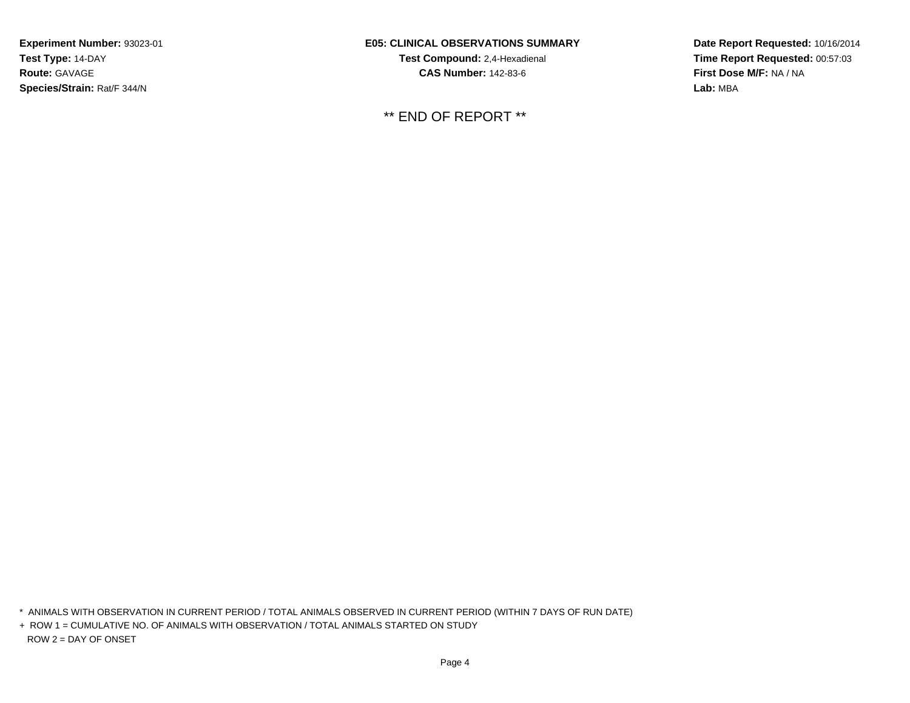** END OF REPORT **

* ANIMALS WITH OBSERVATION IN CURRENT PERIOD / TOTAL ANIMALS OBSERVED IN CURRENT PERIOD (WITHIN 7 DAYS OF RUN DATE)

+ ROW 1 = CUMULATIVE NO. OF ANIMALS WITH OBSERVATION / TOTAL ANIMALS STARTED ON STUDY

ROW 2 = DAY OF ONSET